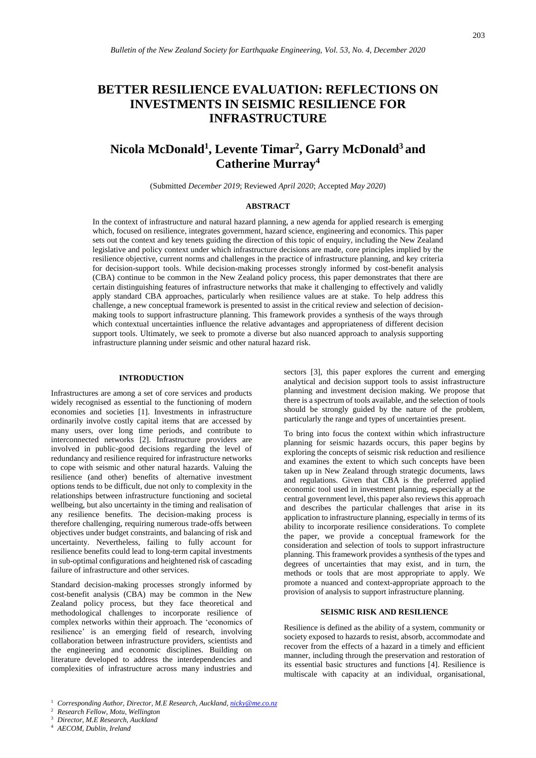# BETTER RESILIENCE EVALUATION: REFLECTIONS ON INVESTMENTS IN SEISMIC RESILIENCE FOR INFRASTRUCTURE

## Nicola McDonald[1], Levente Timar[2], Garry McDonald[3] and Catherine Murray[4]

(Submitted *December 2019*; Reviewed *April 2020*; Accepted *May 2020*)

### ABSTRACT

In the context of infrastructure and natural hazard planning, a new agenda for applied research is emerging which, focused on resilience, integrates government, hazard science, engineering and economics. This paper sets out the context and key tenets guiding the direction of this topic of enquiry, including the New Zealand legislative and policy context under which infrastructure decisions are made, core principles implied by the resilience objective, current norms and challenges in the practice of infrastructure planning, and key criteria for decision-support tools. While decision-making processes strongly informed by cost-benefit analysis (CBA) continue to be common in the New Zealand policy process, this paper demonstrates that there are certain distinguishing features of infrastructure networks that make it challenging to effectively and validly apply standard CBA approaches, particularly when resilience values are at stake. To help address this challenge, a new conceptual framework is presented to assist in the critical review and selection of decision-making tools to support infrastructure planning. This framework provides a synthesis of the types and ways through which contextual uncertainties influence the relative advantages and appropriateness of different decision support tools. Ultimately, we seek to promote a diverse but also nuanced approach to analysis supporting infrastructure planning under seismic and other natural hazard risk.

### INTRODUCTION

Infrastructures are among a set of core services and products widely recognised as essential to the functioning of modern economies and societies [1]. Investments in infrastructure ordinarily involve costly capital items that are accessed by many users, over long time periods, and contribute to interconnected networks [2]. Infrastructure providers are involved in public-good decisions regarding the level of redundancy and resilience required for infrastructure networks to cope with seismic and other natural hazards. Valuing the resilience (and other) benefits of alternative investment options tends to be difficult, due not only to complexity in the relationships between infrastructure functioning and societal wellbeing, but also uncertainty in the timing and realisation of any resilience benefits. The decision-making process is therefore challenging, requiring numerous trade-offs between objectives under budget constraints, and balancing of risk and uncertainty. Nevertheless, failing to fully account for resilience benefits could lead to long-term capital investments in sub-optimal configurations and heightened risk of cascading failure of infrastructure and other services.

Standard decision-making processes strongly informed by cost-benefit analysis (CBA) may be common in the New Zealand policy process, but they face theoretical and methodological challenges to incorporate resilience of complex networks within their approach. The 'economics of resilience' is an emerging field of research, involving collaboration between infrastructure providers, scientists and the engineering and economic disciplines. Building on literature developed to address the interdependencies and complexities of infrastructure across many industries and sectors [3], this paper explores the current and emerging analytical and decision support tools to assist infrastructure planning and investment decision making. We propose that there is a spectrum of tools available, and the selection of tools should be strongly guided by the nature of the problem, particularly the range and types of uncertainties present.

To bring into focus the context within which infrastructure planning for seismic hazards occurs, this paper begins by exploring the concepts of seismic risk reduction and resilience and examines the extent to which such concepts have been taken up in New Zealand through strategic documents, laws and regulations. Given that CBA is the preferred applied economic tool used in investment planning, especially at the central government level, this paper also reviews this approach and describes the particular challenges that arise in its application to infrastructure planning, especially in terms of its ability to incorporate resilience considerations. To complete the paper, we provide a conceptual framework for the consideration and selection of tools to support infrastructure planning. This framework provides a synthesis of the types and degrees of uncertainties that may exist, and in turn, the methods or tools that are most appropriate to apply. We promote a nuanced and context-appropriate approach to the provision of analysis to support infrastructure planning.

### SEISMIC RISK AND RESILIENCE

Resilience is defined as the ability of a system, community or society exposed to hazards to resist, absorb, accommodate and recover from the effects of a hazard in a timely and efficient manner, including through the preservation and restoration of its essential basic structures and functions [4]. Resilience is multiscale with capacity at an individual, organisational,

---

[1] *Corresponding Author, Director, M.E Research, Auckland, nicky@me.co.nz*

[2] *Research Fellow, Motu, Wellington*

[3] *Director, M.E Research, Auckland*

[4] *AECOM, Dublin, Ireland*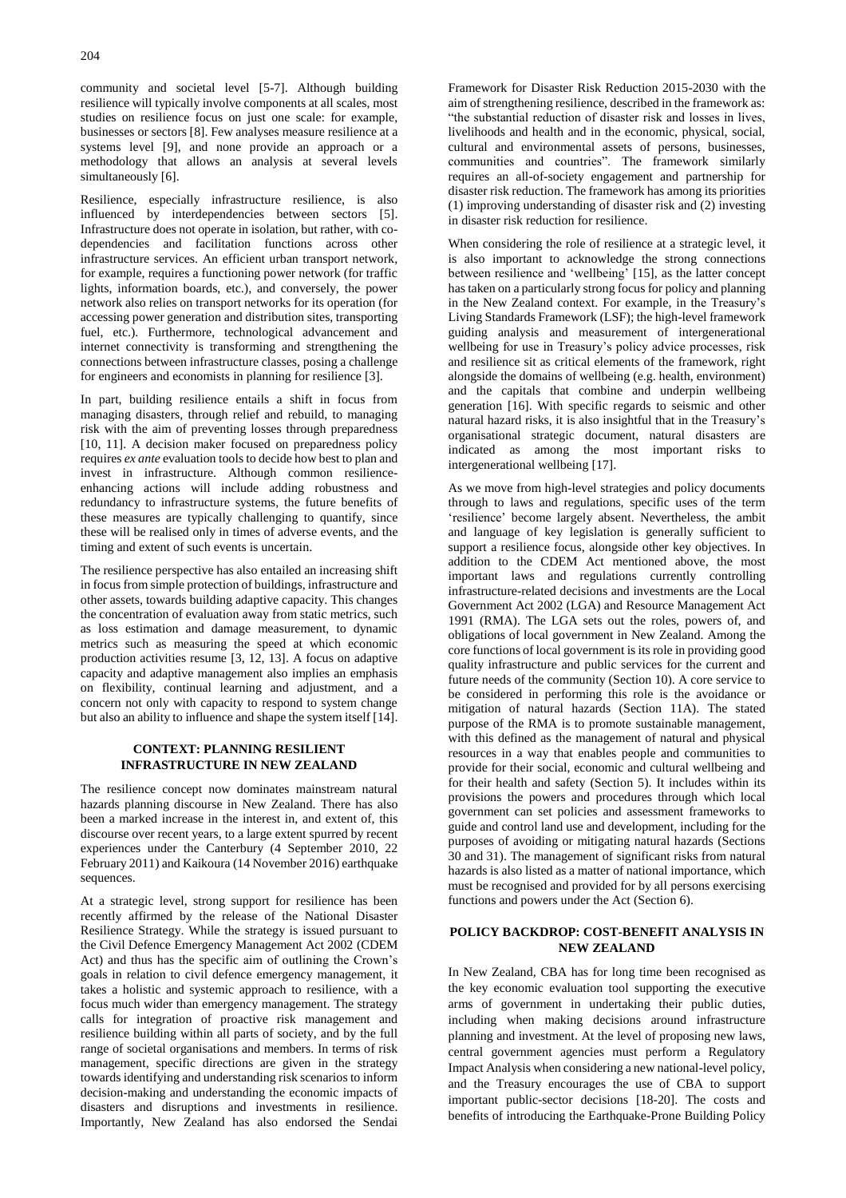community and societal level [5-7]. Although building resilience will typically involve components at all scales, most studies on resilience focus on just one scale: for example, businesses or sectors [8]. Few analyses measure resilience at a systems level [9], and none provide an approach or a methodology that allows an analysis at several levels simultaneously [6].

Resilience, especially infrastructure resilience, is also influenced by interdependencies between sectors [5]. Infrastructure does not operate in isolation, but rather, with co-dependencies and facilitation functions across other infrastructure services. An efficient urban transport network, for example, requires a functioning power network (for traffic lights, information boards, etc.), and conversely, the power network also relies on transport networks for its operation (for accessing power generation and distribution sites, transporting fuel, etc.). Furthermore, technological advancement and internet connectivity is transforming and strengthening the connections between infrastructure classes, posing a challenge for engineers and economists in planning for resilience [3].

In part, building resilience entails a shift in focus from managing disasters, through relief and rebuild, to managing risk with the aim of preventing losses through preparedness [10, 11]. A decision maker focused on preparedness policy requires *ex ante* evaluation tools to decide how best to plan and invest in infrastructure. Although common resilience-enhancing actions will include adding robustness and redundancy to infrastructure systems, the future benefits of these measures are typically challenging to quantify, since these will be realised only in times of adverse events, and the timing and extent of such events is uncertain.

The resilience perspective has also entailed an increasing shift in focus from simple protection of buildings, infrastructure and other assets, towards building adaptive capacity. This changes the concentration of evaluation away from static metrics, such as loss estimation and damage measurement, to dynamic metrics such as measuring the speed at which economic production activities resume [3, 12, 13]. A focus on adaptive capacity and adaptive management also implies an emphasis on flexibility, continual learning and adjustment, and a concern not only with capacity to respond to system change but also an ability to influence and shape the system itself [14].

## CONTEXT: PLANNING RESILIENT INFRASTRUCTURE IN NEW ZEALAND

The resilience concept now dominates mainstream natural hazards planning discourse in New Zealand. There has also been a marked increase in the interest in, and extent of, this discourse over recent years, to a large extent spurred by recent experiences under the Canterbury (4 September 2010, 22 February 2011) and Kaikoura (14 November 2016) earthquake sequences.

At a strategic level, strong support for resilience has been recently affirmed by the release of the National Disaster Resilience Strategy. While the strategy is issued pursuant to the Civil Defence Emergency Management Act 2002 (CDEM Act) and thus has the specific aim of outlining the Crown's goals in relation to civil defence emergency management, it takes a holistic and systemic approach to resilience, with a focus much wider than emergency management. The strategy calls for integration of proactive risk management and resilience building within all parts of society, and by the full range of societal organisations and members. In terms of risk management, specific directions are given in the strategy towards identifying and understanding risk scenarios to inform decision-making and understanding the economic impacts of disasters and disruptions and investments in resilience. Importantly, New Zealand has also endorsed the Sendai Framework for Disaster Risk Reduction 2015-2030 with the aim of strengthening resilience, described in the framework as: "the substantial reduction of disaster risk and losses in lives, livelihoods and health and in the economic, physical, social, cultural and environmental assets of persons, businesses, communities and countries". The framework similarly requires an all-of-society engagement and partnership for disaster risk reduction. The framework has among its priorities (1) improving understanding of disaster risk and (2) investing in disaster risk reduction for resilience.

When considering the role of resilience at a strategic level, it is also important to acknowledge the strong connections between resilience and 'wellbeing' [15], as the latter concept has taken on a particularly strong focus for policy and planning in the New Zealand context. For example, in the Treasury's Living Standards Framework (LSF); the high-level framework guiding analysis and measurement of intergenerational wellbeing for use in Treasury's policy advice processes, risk and resilience sit as critical elements of the framework, right alongside the domains of wellbeing (e.g. health, environment) and the capitals that combine and underpin wellbeing generation [16]. With specific regards to seismic and other natural hazard risks, it is also insightful that in the Treasury's organisational strategic document, natural disasters are indicated as among the most important risks to intergenerational wellbeing [17].

As we move from high-level strategies and policy documents through to laws and regulations, specific uses of the term 'resilience' become largely absent. Nevertheless, the ambit and language of key legislation is generally sufficient to support a resilience focus, alongside other key objectives. In addition to the CDEM Act mentioned above, the most important laws and regulations currently controlling infrastructure-related decisions and investments are the Local Government Act 2002 (LGA) and Resource Management Act 1991 (RMA). The LGA sets out the roles, powers of, and obligations of local government in New Zealand. Among the core functions of local government is its role in providing good quality infrastructure and public services for the current and future needs of the community (Section 10). A core service to be considered in performing this role is the avoidance or mitigation of natural hazards (Section 11A). The stated purpose of the RMA is to promote sustainable management, with this defined as the management of natural and physical resources in a way that enables people and communities to provide for their social, economic and cultural wellbeing and for their health and safety (Section 5). It includes within its provisions the powers and procedures through which local government can set policies and assessment frameworks to guide and control land use and development, including for the purposes of avoiding or mitigating natural hazards (Sections 30 and 31). The management of significant risks from natural hazards is also listed as a matter of national importance, which must be recognised and provided for by all persons exercising functions and powers under the Act (Section 6).

## POLICY BACKDROP: COST-BENEFIT ANALYSIS IN NEW ZEALAND

In New Zealand, CBA has for long time been recognised as the key economic evaluation tool supporting the executive arms of government in undertaking their public duties, including when making decisions around infrastructure planning and investment. At the level of proposing new laws, central government agencies must perform a Regulatory Impact Analysis when considering a new national-level policy, and the Treasury encourages the use of CBA to support important public-sector decisions [18-20]. The costs and benefits of introducing the Earthquake-Prone Building Policy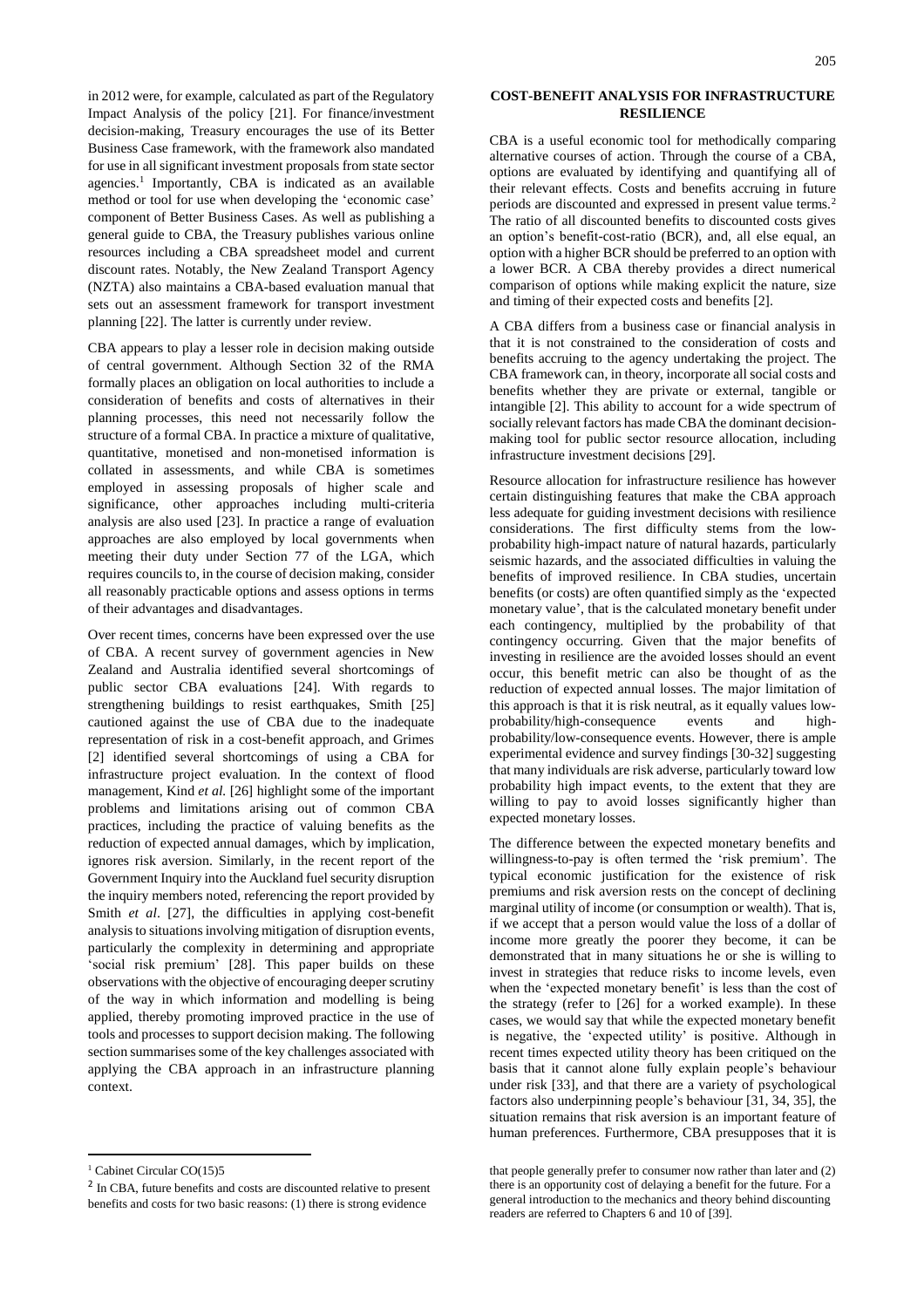in 2012 were, for example, calculated as part of the Regulatory Impact Analysis of the policy [21]. For finance/investment decision-making, Treasury encourages the use of its Better Business Case framework, with the framework also mandated for use in all significant investment proposals from state sector agencies.[1] Importantly, CBA is indicated as an available method or tool for use when developing the 'economic case' component of Better Business Cases. As well as publishing a general guide to CBA, the Treasury publishes various online resources including a CBA spreadsheet model and current discount rates. Notably, the New Zealand Transport Agency (NZTA) also maintains a CBA-based evaluation manual that sets out an assessment framework for transport investment planning [22]. The latter is currently under review.

CBA appears to play a lesser role in decision making outside of central government. Although Section 32 of the RMA formally places an obligation on local authorities to include a consideration of benefits and costs of alternatives in their planning processes, this need not necessarily follow the structure of a formal CBA. In practice a mixture of qualitative, quantitative, monetised and non-monetised information is collated in assessments, and while CBA is sometimes employed in assessing proposals of higher scale and significance, other approaches including multi-criteria analysis are also used [23]. In practice a range of evaluation approaches are also employed by local governments when meeting their duty under Section 77 of the LGA, which requires councils to, in the course of decision making, consider all reasonably practicable options and assess options in terms of their advantages and disadvantages.

Over recent times, concerns have been expressed over the use of CBA. A recent survey of government agencies in New Zealand and Australia identified several shortcomings of public sector CBA evaluations [24]. With regards to strengthening buildings to resist earthquakes, Smith [25] cautioned against the use of CBA due to the inadequate representation of risk in a cost-benefit approach, and Grimes [2] identified several shortcomings of using a CBA for infrastructure project evaluation. In the context of flood management, Kind *et al.* [26] highlight some of the important problems and limitations arising out of common CBA practices, including the practice of valuing benefits as the reduction of expected annual damages, which by implication, ignores risk aversion. Similarly, in the recent report of the Government Inquiry into the Auckland fuel security disruption the inquiry members noted, referencing the report provided by Smith *et al*. [27], the difficulties in applying cost-benefit analysis to situations involving mitigation of disruption events, particularly the complexity in determining and appropriate 'social risk premium' [28]. This paper builds on these observations with the objective of encouraging deeper scrutiny of the way in which information and modelling is being applied, thereby promoting improved practice in the use of tools and processes to support decision making. The following section summarises some of the key challenges associated with applying the CBA approach in an infrastructure planning context.

## COST-BENEFIT ANALYSIS FOR INFRASTRUCTURE RESILIENCE

CBA is a useful economic tool for methodically comparing alternative courses of action. Through the course of a CBA, options are evaluated by identifying and quantifying all of their relevant effects. Costs and benefits accruing in future periods are discounted and expressed in present value terms.[2] The ratio of all discounted benefits to discounted costs gives an option's benefit-cost-ratio (BCR), and, all else equal, an option with a higher BCR should be preferred to an option with a lower BCR. A CBA thereby provides a direct numerical comparison of options while making explicit the nature, size and timing of their expected costs and benefits [2].

A CBA differs from a business case or financial analysis in that it is not constrained to the consideration of costs and benefits accruing to the agency undertaking the project. The CBA framework can, in theory, incorporate all social costs and benefits whether they are private or external, tangible or intangible [2]. This ability to account for a wide spectrum of socially relevant factors has made CBA the dominant decision-making tool for public sector resource allocation, including infrastructure investment decisions [29].

Resource allocation for infrastructure resilience has however certain distinguishing features that make the CBA approach less adequate for guiding investment decisions with resilience considerations. The first difficulty stems from the low-probability high-impact nature of natural hazards, particularly seismic hazards, and the associated difficulties in valuing the benefits of improved resilience. In CBA studies, uncertain benefits (or costs) are often quantified simply as the 'expected monetary value', that is the calculated monetary benefit under each contingency, multiplied by the probability of that contingency occurring. Given that the major benefits of investing in resilience are the avoided losses should an event occur, this benefit metric can also be thought of as the reduction of expected annual losses. The major limitation of this approach is that it is risk neutral, as it equally values low-probability/high-consequence events and high-probability/low-consequence events. However, there is ample experimental evidence and survey findings [30-32] suggesting that many individuals are risk adverse, particularly toward low probability high impact events, to the extent that they are willing to pay to avoid losses significantly higher than expected monetary losses.

The difference between the expected monetary benefits and willingness-to-pay is often termed the 'risk premium'. The typical economic justification for the existence of risk premiums and risk aversion rests on the concept of declining marginal utility of income (or consumption or wealth). That is, if we accept that a person would value the loss of a dollar of income more greatly the poorer they become, it can be demonstrated that in many situations he or she is willing to invest in strategies that reduce risks to income levels, even when the 'expected monetary benefit' is less than the cost of the strategy (refer to [26] for a worked example). In these cases, we would say that while the expected monetary benefit is negative, the 'expected utility' is positive. Although in recent times expected utility theory has been critiqued on the basis that it cannot alone fully explain people's behaviour under risk [33], and that there are a variety of psychological factors also underpinning people's behaviour [31, 34, 35], the situation remains that risk aversion is an important feature of human preferences. Furthermore, CBA presupposes that it is

---

[1] Cabinet Circular CO(15)5

[2] In CBA, future benefits and costs are discounted relative to present benefits and costs for two basic reasons: (1) there is strong evidence that people generally prefer to consumer now rather than later and (2) there is an opportunity cost of delaying a benefit for the future. For a general introduction to the mechanics and theory behind discounting readers are referred to Chapters 6 and 10 of [39].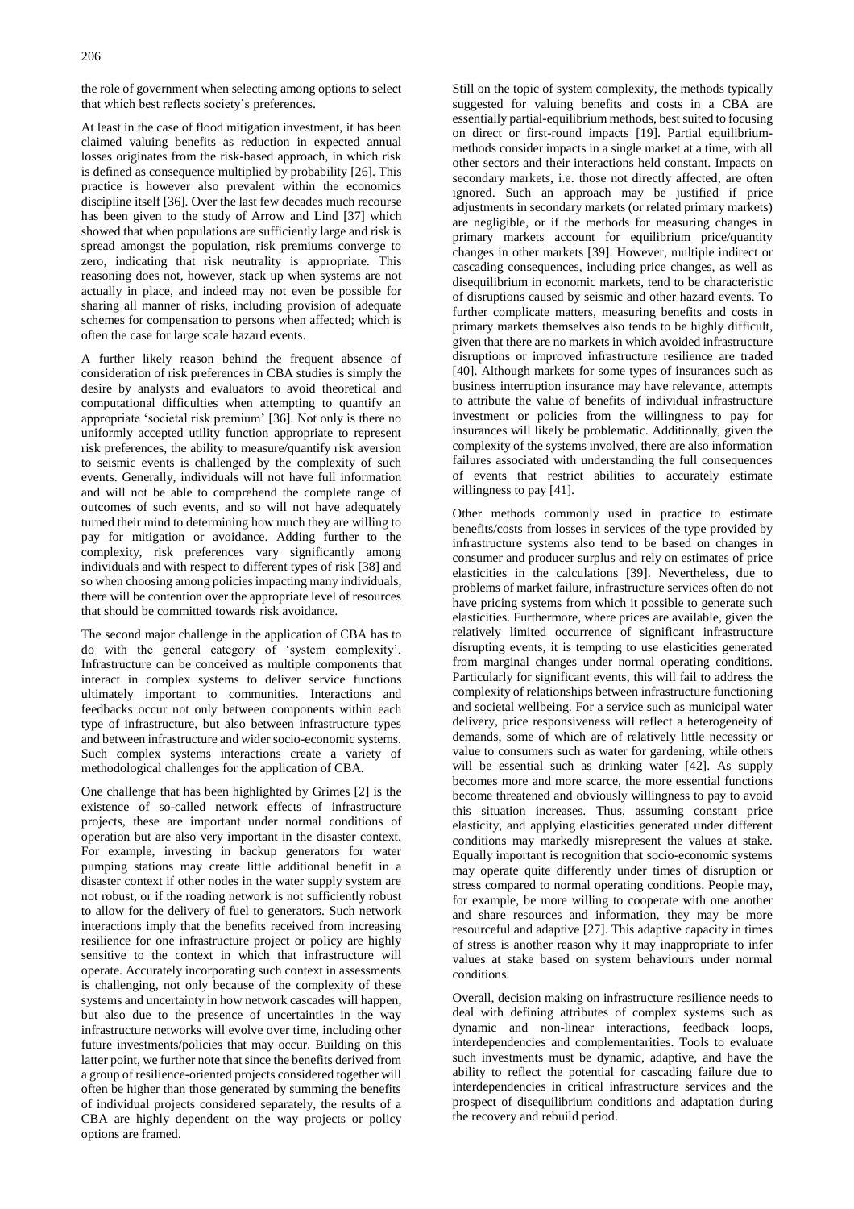the role of government when selecting among options to select that which best reflects society's preferences.

At least in the case of flood mitigation investment, it has been claimed valuing benefits as reduction in expected annual losses originates from the risk-based approach, in which risk is defined as consequence multiplied by probability [26]. This practice is however also prevalent within the economics discipline itself [36]. Over the last few decades much recourse has been given to the study of Arrow and Lind [37] which showed that when populations are sufficiently large and risk is spread amongst the population, risk premiums converge to zero, indicating that risk neutrality is appropriate. This reasoning does not, however, stack up when systems are not actually in place, and indeed may not even be possible for sharing all manner of risks, including provision of adequate schemes for compensation to persons when affected; which is often the case for large scale hazard events.

A further likely reason behind the frequent absence of consideration of risk preferences in CBA studies is simply the desire by analysts and evaluators to avoid theoretical and computational difficulties when attempting to quantify an appropriate 'societal risk premium' [36]. Not only is there no uniformly accepted utility function appropriate to represent risk preferences, the ability to measure/quantify risk aversion to seismic events is challenged by the complexity of such events. Generally, individuals will not have full information and will not be able to comprehend the complete range of outcomes of such events, and so will not have adequately turned their mind to determining how much they are willing to pay for mitigation or avoidance. Adding further to the complexity, risk preferences vary significantly among individuals and with respect to different types of risk [38] and so when choosing among policies impacting many individuals, there will be contention over the appropriate level of resources that should be committed towards risk avoidance.

The second major challenge in the application of CBA has to do with the general category of 'system complexity'. Infrastructure can be conceived as multiple components that interact in complex systems to deliver service functions ultimately important to communities. Interactions and feedbacks occur not only between components within each type of infrastructure, but also between infrastructure types and between infrastructure and wider socio-economic systems. Such complex systems interactions create a variety of methodological challenges for the application of CBA.

One challenge that has been highlighted by Grimes [2] is the existence of so-called network effects of infrastructure projects, these are important under normal conditions of operation but are also very important in the disaster context. For example, investing in backup generators for water pumping stations may create little additional benefit in a disaster context if other nodes in the water supply system are not robust, or if the roading network is not sufficiently robust to allow for the delivery of fuel to generators. Such network interactions imply that the benefits received from increasing resilience for one infrastructure project or policy are highly sensitive to the context in which that infrastructure will operate. Accurately incorporating such context in assessments is challenging, not only because of the complexity of these systems and uncertainty in how network cascades will happen, but also due to the presence of uncertainties in the way infrastructure networks will evolve over time, including other future investments/policies that may occur. Building on this latter point, we further note that since the benefits derived from a group of resilience-oriented projects considered together will often be higher than those generated by summing the benefits of individual projects considered separately, the results of a CBA are highly dependent on the way projects or policy options are framed.

Still on the topic of system complexity, the methods typically suggested for valuing benefits and costs in a CBA are essentially partial-equilibrium methods, best suited to focusing on direct or first-round impacts [19]. Partial equilibrium-methods consider impacts in a single market at a time, with all other sectors and their interactions held constant. Impacts on secondary markets, i.e. those not directly affected, are often ignored. Such an approach may be justified if price adjustments in secondary markets (or related primary markets) are negligible, or if the methods for measuring changes in primary markets account for equilibrium price/quantity changes in other markets [39]. However, multiple indirect or cascading consequences, including price changes, as well as disequilibrium in economic markets, tend to be characteristic of disruptions caused by seismic and other hazard events. To further complicate matters, measuring benefits and costs in primary markets themselves also tends to be highly difficult, given that there are no markets in which avoided infrastructure disruptions or improved infrastructure resilience are traded [40]. Although markets for some types of insurances such as business interruption insurance may have relevance, attempts to attribute the value of benefits of individual infrastructure investment or policies from the willingness to pay for insurances will likely be problematic. Additionally, given the complexity of the systems involved, there are also information failures associated with understanding the full consequences of events that restrict abilities to accurately estimate willingness to pay [41].

Other methods commonly used in practice to estimate benefits/costs from losses in services of the type provided by infrastructure systems also tend to be based on changes in consumer and producer surplus and rely on estimates of price elasticities in the calculations [39]. Nevertheless, due to problems of market failure, infrastructure services often do not have pricing systems from which it possible to generate such elasticities. Furthermore, where prices are available, given the relatively limited occurrence of significant infrastructure disrupting events, it is tempting to use elasticities generated from marginal changes under normal operating conditions. Particularly for significant events, this will fail to address the complexity of relationships between infrastructure functioning and societal wellbeing. For a service such as municipal water delivery, price responsiveness will reflect a heterogeneity of demands, some of which are of relatively little necessity or value to consumers such as water for gardening, while others will be essential such as drinking water [42]. As supply becomes more and more scarce, the more essential functions become threatened and obviously willingness to pay to avoid this situation increases. Thus, assuming constant price elasticity, and applying elasticities generated under different conditions may markedly misrepresent the values at stake. Equally important is recognition that socio-economic systems may operate quite differently under times of disruption or stress compared to normal operating conditions. People may, for example, be more willing to cooperate with one another and share resources and information, they may be more resourceful and adaptive [27]. This adaptive capacity in times of stress is another reason why it may inappropriate to infer values at stake based on system behaviours under normal conditions.

Overall, decision making on infrastructure resilience needs to deal with defining attributes of complex systems such as dynamic and non-linear interactions, feedback loops, interdependencies and complementarities. Tools to evaluate such investments must be dynamic, adaptive, and have the ability to reflect the potential for cascading failure due to interdependencies in critical infrastructure services and the prospect of disequilibrium conditions and adaptation during the recovery and rebuild period.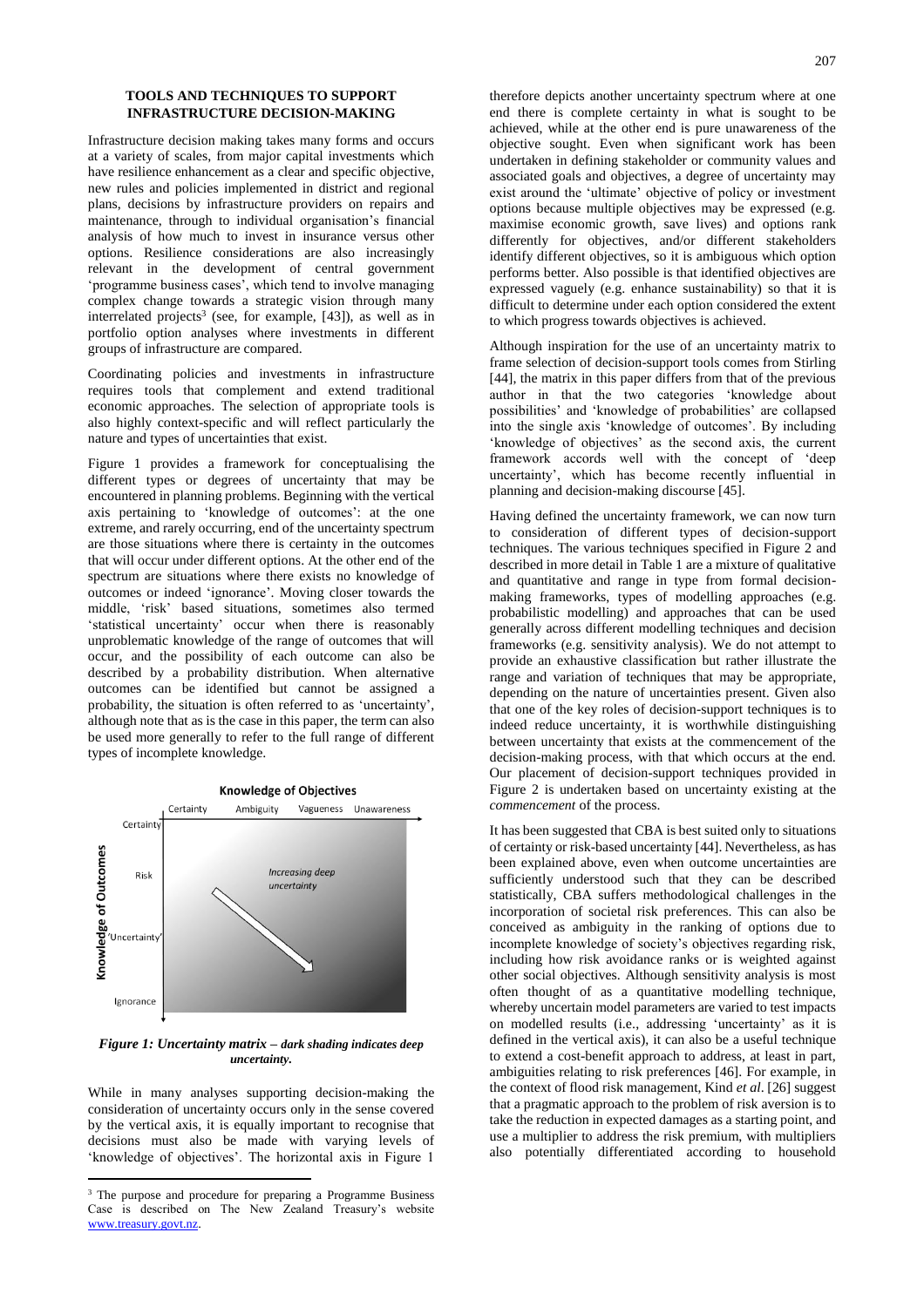### TOOLS AND TECHNIQUES TO SUPPORT INFRASTRUCTURE DECISION-MAKING

Infrastructure decision making takes many forms and occurs at a variety of scales, from major capital investments which have resilience enhancement as a clear and specific objective, new rules and policies implemented in district and regional plans, decisions by infrastructure providers on repairs and maintenance, through to individual organisation's financial analysis of how much to invest in insurance versus other options. Resilience considerations are also increasingly relevant in the development of central government 'programme business cases', which tend to involve managing complex change towards a strategic vision through many interrelated projects[3] (see, for example, [43]), as well as in portfolio option analyses where investments in different groups of infrastructure are compared.

Coordinating policies and investments in infrastructure requires tools that complement and extend traditional economic approaches. The selection of appropriate tools is also highly context-specific and will reflect particularly the nature and types of uncertainties that exist.

Figure 1 provides a framework for conceptualising the different types or degrees of uncertainty that may be encountered in planning problems. Beginning with the vertical axis pertaining to 'knowledge of outcomes': at the one extreme, and rarely occurring, end of the uncertainty spectrum are those situations where there is certainty in the outcomes that will occur under different options. At the other end of the spectrum are situations where there exists no knowledge of outcomes or indeed 'ignorance'. Moving closer towards the middle, 'risk' based situations, sometimes also termed 'statistical uncertainty' occur when there is reasonably unproblematic knowledge of the range of outcomes that will occur, and the possibility of each outcome can also be described by a probability distribution. When alternative outcomes can be identified but cannot be assigned a probability, the situation is often referred to as 'uncertainty', although note that as is the case in this paper, the term can also be used more generally to refer to the full range of different types of incomplete knowledge.

**Knowledge of Objectives**: Certainty, Ambiguity, Vagueness, Unawareness

**Knowledge of Outcomes**: Certainty, Risk, 'Uncertainty', Ignorance

*Increasing deep uncertainty*

***Figure 1: Uncertainty matrix – dark shading indicates deep uncertainty.***

While in many analyses supporting decision-making the consideration of uncertainty occurs only in the sense covered by the vertical axis, it is equally important to recognise that decisions must also be made with varying levels of 'knowledge of objectives'. The horizontal axis in Figure 1 therefore depicts another uncertainty spectrum where at one end there is complete certainty in what is sought to be achieved, while at the other end is pure unawareness of the objective sought. Even when significant work has been undertaken in defining stakeholder or community values and associated goals and objectives, a degree of uncertainty may exist around the 'ultimate' objective of policy or investment options because multiple objectives may be expressed (e.g. maximise economic growth, save lives) and options rank differently for objectives, and/or different stakeholders identify different objectives, so it is ambiguous which option performs better. Also possible is that identified objectives are expressed vaguely (e.g. enhance sustainability) so that it is difficult to determine under each option considered the extent to which progress towards objectives is achieved.

Although inspiration for the use of an uncertainty matrix to frame selection of decision-support tools comes from Stirling [44], the matrix in this paper differs from that of the previous author in that the two categories 'knowledge about possibilities' and 'knowledge of probabilities' are collapsed into the single axis 'knowledge of outcomes'. By including 'knowledge of objectives' as the second axis, the current framework accords well with the concept of 'deep uncertainty', which has become recently influential in planning and decision-making discourse [45].

Having defined the uncertainty framework, we can now turn to consideration of different types of decision-support techniques. The various techniques specified in Figure 2 and described in more detail in Table 1 are a mixture of qualitative and quantitative and range in type from formal decision-making frameworks, types of modelling approaches (e.g. probabilistic modelling) and approaches that can be used generally across different modelling techniques and decision frameworks (e.g. sensitivity analysis). We do not attempt to provide an exhaustive classification but rather illustrate the range and variation of techniques that may be appropriate, depending on the nature of uncertainties present. Given also that one of the key roles of decision-support techniques is to indeed reduce uncertainty, it is worthwhile distinguishing between uncertainty that exists at the commencement of the decision-making process, with that which occurs at the end. Our placement of decision-support techniques provided in Figure 2 is undertaken based on uncertainty existing at the *commencement* of the process.

It has been suggested that CBA is best suited only to situations of certainty or risk-based uncertainty [44]. Nevertheless, as has been explained above, even when outcome uncertainties are sufficiently understood such that they can be described statistically, CBA suffers methodological challenges in the incorporation of societal risk preferences. This can also be conceived as ambiguity in the ranking of options due to incomplete knowledge of society's objectives regarding risk, including how risk avoidance ranks or is weighted against other social objectives. Although sensitivity analysis is most often thought of as a quantitative modelling technique, whereby uncertain model parameters are varied to test impacts on modelled results (i.e., addressing 'uncertainty' as it is defined in the vertical axis), it can also be a useful technique to extend a cost-benefit approach to address, at least in part, ambiguities relating to risk preferences [46]. For example, in the context of flood risk management, Kind *et al*. [26] suggest that a pragmatic approach to the problem of risk aversion is to take the reduction in expected damages as a starting point, and use a multiplier to address the risk premium, with multipliers also potentially differentiated according to household

[3] The purpose and procedure for preparing a Programme Business Case is described on The New Zealand Treasury's website www.treasury.govt.nz.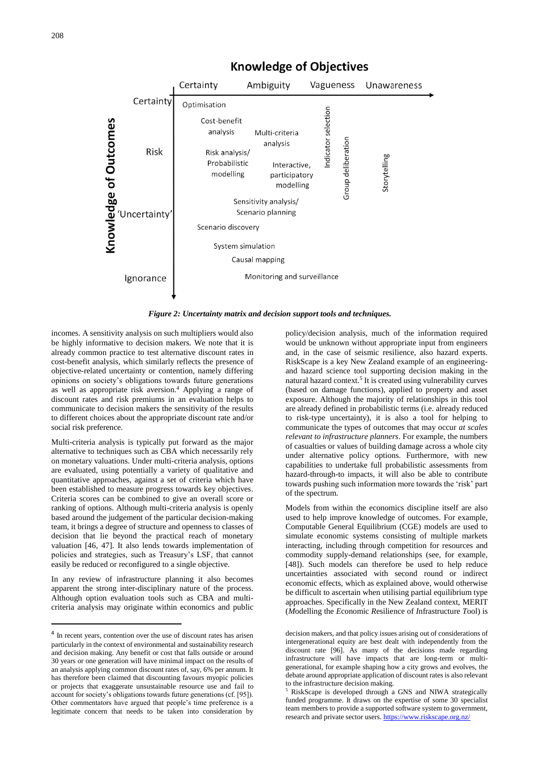*Figure 2: Uncertainty matrix and decision support tools and techniques.*

incomes. A sensitivity analysis on such multipliers would also be highly informative to decision makers. We note that it is already common practice to test alternative discount rates in cost-benefit analysis, which similarly reflects the presence of objective-related uncertainty or contention, namely differing opinions on society's obligations towards future generations as well as appropriate risk aversion.[4] Applying a range of discount rates and risk premiums in an evaluation helps to communicate to decision makers the sensitivity of the results to different choices about the appropriate discount rate and/or social risk preference.

Multi-criteria analysis is typically put forward as the major alternative to techniques such as CBA which necessarily rely on monetary valuations. Under multi-criteria analysis, options are evaluated, using potentially a variety of qualitative and quantitative approaches, against a set of criteria which have been established to measure progress towards key objectives. Criteria scores can be combined to give an overall score or ranking of options. Although multi-criteria analysis is openly based around the judgement of the particular decision-making team, it brings a degree of structure and openness to classes of decision that lie beyond the practical reach of monetary valuation [46, 47]. It also lends towards implementation of policies and strategies, such as Treasury's LSF, that cannot easily be reduced or reconfigured to a single objective.

In any review of infrastructure planning it also becomes apparent the strong inter-disciplinary nature of the process. Although option evaluation tools such as CBA and multi-criteria analysis may originate within economics and public policy/decision analysis, much of the information required would be unknown without appropriate input from engineers and, in the case of seismic resilience, also hazard experts. RiskScape is a key New Zealand example of an engineering- and hazard science tool supporting decision making in the natural hazard context.[5] It is created using vulnerability curves (based on damage functions), applied to property and asset exposure. Although the majority of relationships in this tool are already defined in probabilistic terms (i.e. already reduced to risk-type uncertainty), it is also a tool for helping to communicate the types of outcomes that may occur *at scales relevant to infrastructure planners*. For example, the numbers of casualties or values of building damage across a whole city under alternative policy options. Furthermore, with new capabilities to undertake full probabilistic assessments from hazard-through-to impacts, it will also be able to contribute towards pushing such information more towards the 'risk' part of the spectrum.

Models from within the economics discipline itself are also used to help improve knowledge of outcomes. For example, Computable General Equilibrium (CGE) models are used to simulate economic systems consisting of multiple markets interacting, including through competition for resources and commodity supply-demand relationships (see, for example, [48]). Such models can therefore be used to help reduce uncertainties associated with second round or indirect economic effects, which as explained above, would otherwise be difficult to ascertain when utilising partial equilibrium type approaches. Specifically in the New Zealand context, MERIT (*M*odelling the *E*conomic *R*esilience of *I*nfrastructure *T*ool) is

---

[4] In recent years, contention over the use of discount rates has arisen particularly in the context of environmental and sustainability research and decision making. Any benefit or cost that falls outside or around 30 years or one generation will have minimal impact on the results of an analysis applying common discount rates of, say, 6% per annum. It has therefore been claimed that discounting favours myopic policies or projects that exaggerate unsustainable resource use and fail to account for society's obligations towards future generations (cf. [95]). Other commentators have argued that people's time preference is a legitimate concern that needs to be taken into consideration by decision makers, and that policy issues arising out of considerations of intergenerational equity are best dealt with independently from the discount rate [96]. As many of the decisions made regarding infrastructure will have impacts that are long-term or multi-generational, for example shaping how a city grows and evolves, the debate around appropriate application of discount rates is also relevant to the infrastructure decision making.

[5] RiskScape is developed through a GNS and NIWA strategically funded programme. It draws on the expertise of some 30 specialist team members to provide a supported software system to government, research and private sector users. https://www.riskscape.org.nz/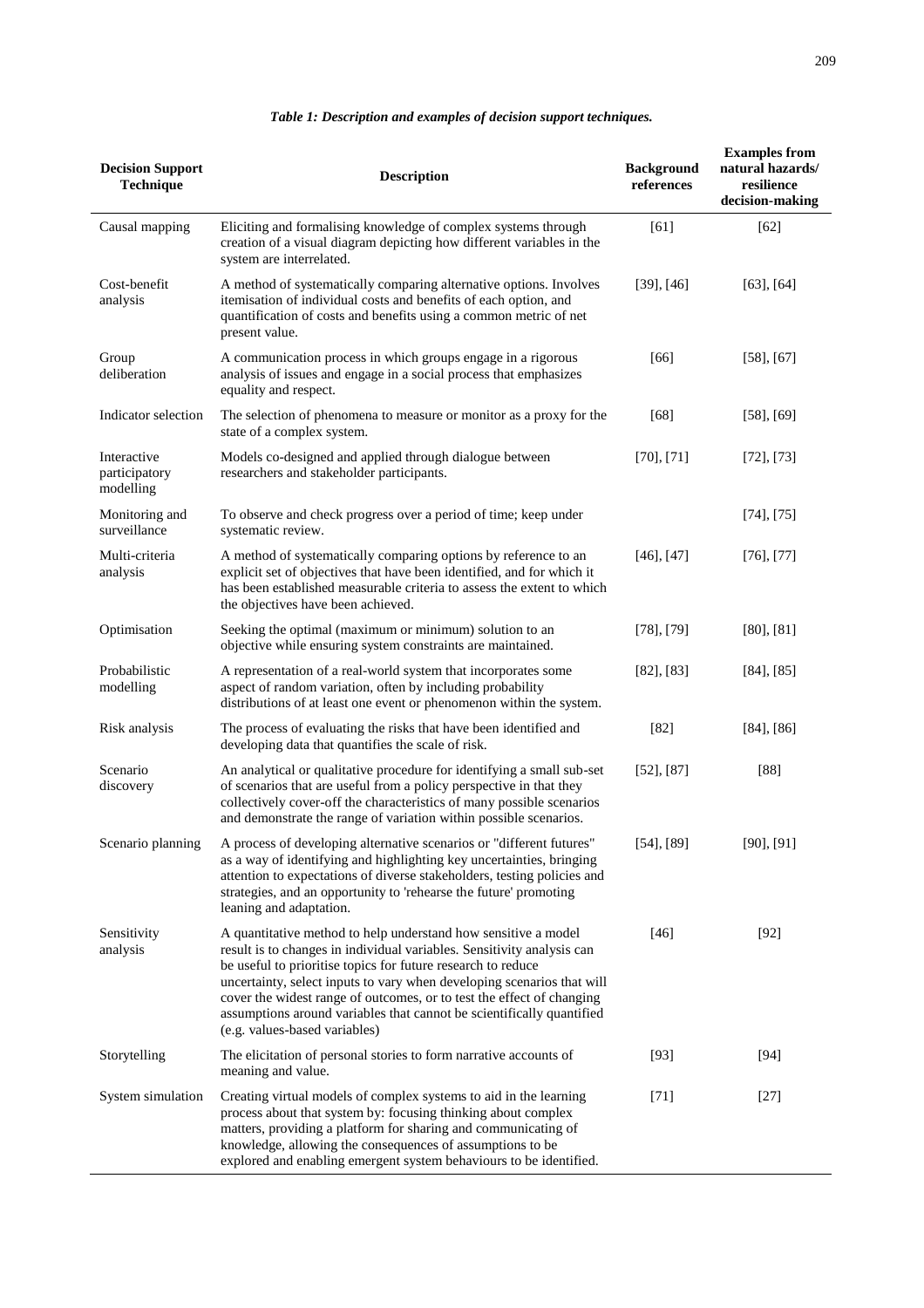*Table 1: Description and examples of decision support techniques.*

| Decision Support Technique | Description | Background references | Examples from natural hazards/ resilience decision-making |
|---|---|---|---|
| Causal mapping | Eliciting and formalising knowledge of complex systems through creation of a visual diagram depicting how different variables in the system are interrelated. | [61] | [62] |
| Cost-benefit analysis | A method of systematically comparing alternative options. Involves itemisation of individual costs and benefits of each option, and quantification of costs and benefits using a common metric of net present value. | [39], [46] | [63], [64] |
| Group deliberation | A communication process in which groups engage in a rigorous analysis of issues and engage in a social process that emphasizes equality and respect. | [66] | [58], [67] |
| Indicator selection | The selection of phenomena to measure or monitor as a proxy for the state of a complex system. | [68] | [58], [69] |
| Interactive participatory modelling | Models co-designed and applied through dialogue between researchers and stakeholder participants. | [70], [71] | [72], [73] |
| Monitoring and surveillance | To observe and check progress over a period of time; keep under systematic review. | | [74], [75] |
| Multi-criteria analysis | A method of systematically comparing options by reference to an explicit set of objectives that have been identified, and for which it has been established measurable criteria to assess the extent to which the objectives have been achieved. | [46], [47] | [76], [77] |
| Optimisation | Seeking the optimal (maximum or minimum) solution to an objective while ensuring system constraints are maintained. | [78], [79] | [80], [81] |
| Probabilistic modelling | A representation of a real-world system that incorporates some aspect of random variation, often by including probability distributions of at least one event or phenomenon within the system. | [82], [83] | [84], [85] |
| Risk analysis | The process of evaluating the risks that have been identified and developing data that quantifies the scale of risk. | [82] | [84], [86] |
| Scenario discovery | An analytical or qualitative procedure for identifying a small sub-set of scenarios that are useful from a policy perspective in that they collectively cover-off the characteristics of many possible scenarios and demonstrate the range of variation within possible scenarios. | [52], [87] | [88] |
| Scenario planning | A process of developing alternative scenarios or "different futures" as a way of identifying and highlighting key uncertainties, bringing attention to expectations of diverse stakeholders, testing policies and strategies, and an opportunity to 'rehearse the future' promoting leaning and adaptation. | [54], [89] | [90], [91] |
| Sensitivity analysis | A quantitative method to help understand how sensitive a model result is to changes in individual variables. Sensitivity analysis can be useful to prioritise topics for future research to reduce uncertainty, select inputs to vary when developing scenarios that will cover the widest range of outcomes, or to test the effect of changing assumptions around variables that cannot be scientifically quantified (e.g. values-based variables) | [46] | [92] |
| Storytelling | The elicitation of personal stories to form narrative accounts of meaning and value. | [93] | [94] |
| System simulation | Creating virtual models of complex systems to aid in the learning process about that system by: focusing thinking about complex matters, providing a platform for sharing and communicating of knowledge, allowing the consequences of assumptions to be explored and enabling emergent system behaviours to be identified. | [71] | [27] |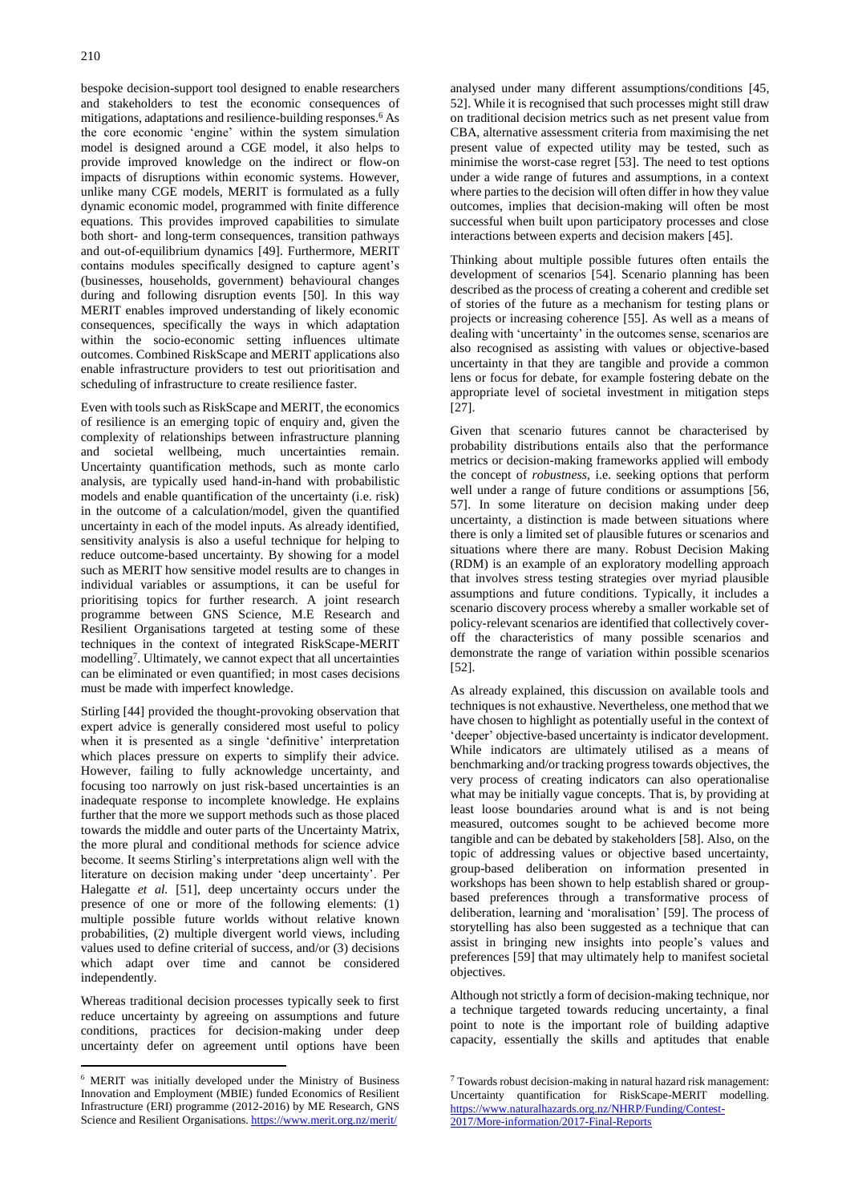bespoke decision-support tool designed to enable researchers and stakeholders to test the economic consequences of mitigations, adaptations and resilience-building responses.[6] As the core economic 'engine' within the system simulation model is designed around a CGE model, it also helps to provide improved knowledge on the indirect or flow-on impacts of disruptions within economic systems. However, unlike many CGE models, MERIT is formulated as a fully dynamic economic model, programmed with finite difference equations. This provides improved capabilities to simulate both short- and long-term consequences, transition pathways and out-of-equilibrium dynamics [49]. Furthermore, MERIT contains modules specifically designed to capture agent's (businesses, households, government) behavioural changes during and following disruption events [50]. In this way MERIT enables improved understanding of likely economic consequences, specifically the ways in which adaptation within the socio-economic setting influences ultimate outcomes. Combined RiskScape and MERIT applications also enable infrastructure providers to test out prioritisation and scheduling of infrastructure to create resilience faster.

Even with tools such as RiskScape and MERIT, the economics of resilience is an emerging topic of enquiry and, given the complexity of relationships between infrastructure planning and societal wellbeing, much uncertainties remain. Uncertainty quantification methods, such as monte carlo analysis, are typically used hand-in-hand with probabilistic models and enable quantification of the uncertainty (i.e. risk) in the outcome of a calculation/model, given the quantified uncertainty in each of the model inputs. As already identified, sensitivity analysis is also a useful technique for helping to reduce outcome-based uncertainty. By showing for a model such as MERIT how sensitive model results are to changes in individual variables or assumptions, it can be useful for prioritising topics for further research. A joint research programme between GNS Science, M.E Research and Resilient Organisations targeted at testing some of these techniques in the context of integrated RiskScape-MERIT modelling[7]. Ultimately, we cannot expect that all uncertainties can be eliminated or even quantified; in most cases decisions must be made with imperfect knowledge.

Stirling [44] provided the thought-provoking observation that expert advice is generally considered most useful to policy when it is presented as a single 'definitive' interpretation which places pressure on experts to simplify their advice. However, failing to fully acknowledge uncertainty, and focusing too narrowly on just risk-based uncertainties is an inadequate response to incomplete knowledge. He explains further that the more we support methods such as those placed towards the middle and outer parts of the Uncertainty Matrix, the more plural and conditional methods for science advice become. It seems Stirling's interpretations align well with the literature on decision making under 'deep uncertainty'. Per Halegatte *et al.* [51], deep uncertainty occurs under the presence of one or more of the following elements: (1) multiple possible future worlds without relative known probabilities, (2) multiple divergent world views, including values used to define criterial of success, and/or (3) decisions which adapt over time and cannot be considered independently.

Whereas traditional decision processes typically seek to first reduce uncertainty by agreeing on assumptions and future conditions, practices for decision-making under deep uncertainty defer on agreement until options have been analysed under many different assumptions/conditions [45, 52]. While it is recognised that such processes might still draw on traditional decision metrics such as net present value from CBA, alternative assessment criteria from maximising the net present value of expected utility may be tested, such as minimise the worst-case regret [53]. The need to test options under a wide range of futures and assumptions, in a context where parties to the decision will often differ in how they value outcomes, implies that decision-making will often be most successful when built upon participatory processes and close interactions between experts and decision makers [45].

Thinking about multiple possible futures often entails the development of scenarios [54]. Scenario planning has been described as the process of creating a coherent and credible set of stories of the future as a mechanism for testing plans or projects or increasing coherence [55]. As well as a means of dealing with 'uncertainty' in the outcomes sense, scenarios are also recognised as assisting with values or objective-based uncertainty in that they are tangible and provide a common lens or focus for debate, for example fostering debate on the appropriate level of societal investment in mitigation steps [27].

Given that scenario futures cannot be characterised by probability distributions entails also that the performance metrics or decision-making frameworks applied will embody the concept of *robustness*, i.e. seeking options that perform well under a range of future conditions or assumptions [56, 57]. In some literature on decision making under deep uncertainty, a distinction is made between situations where there is only a limited set of plausible futures or scenarios and situations where there are many. Robust Decision Making (RDM) is an example of an exploratory modelling approach that involves stress testing strategies over myriad plausible assumptions and future conditions. Typically, it includes a scenario discovery process whereby a smaller workable set of policy-relevant scenarios are identified that collectively cover-off the characteristics of many possible scenarios and demonstrate the range of variation within possible scenarios [52].

As already explained, this discussion on available tools and techniques is not exhaustive. Nevertheless, one method that we have chosen to highlight as potentially useful in the context of 'deeper' objective-based uncertainty is indicator development. While indicators are ultimately utilised as a means of benchmarking and/or tracking progress towards objectives, the very process of creating indicators can also operationalise what may be initially vague concepts. That is, by providing at least loose boundaries around what is and is not being measured, outcomes sought to be achieved become more tangible and can be debated by stakeholders [58]. Also, on the topic of addressing values or objective based uncertainty, group-based deliberation on information presented in workshops has been shown to help establish shared or group-based preferences through a transformative process of deliberation, learning and 'moralisation' [59]. The process of storytelling has also been suggested as a technique that can assist in bringing new insights into people's values and preferences [59] that may ultimately help to manifest societal objectives.

Although not strictly a form of decision-making technique, nor a technique targeted towards reducing uncertainty, a final point to note is the important role of building adaptive capacity, essentially the skills and aptitudes that enable

---

[6] MERIT was initially developed under the Ministry of Business Innovation and Employment (MBIE) funded Economics of Resilient Infrastructure (ERI) programme (2012-2016) by ME Research, GNS Science and Resilient Organisations. https://www.merit.org.nz/merit/

[7] Towards robust decision-making in natural hazard risk management: Uncertainty quantification for RiskScape-MERIT modelling. https://www.naturalhazards.org.nz/NHRP/Funding/Contest-2017/More-information/2017-Final-Reports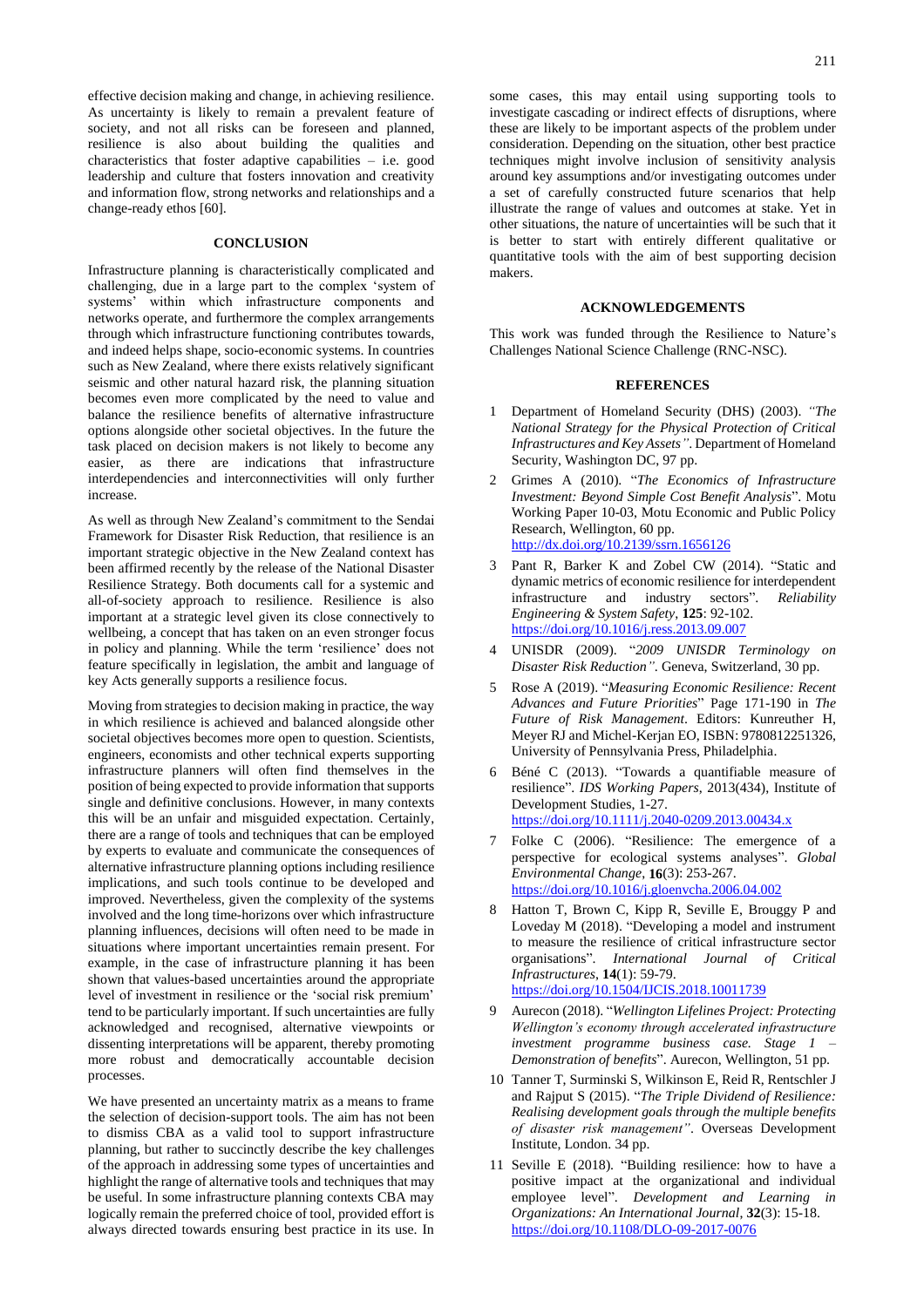effective decision making and change, in achieving resilience. As uncertainty is likely to remain a prevalent feature of society, and not all risks can be foreseen and planned, resilience is also about building the qualities and characteristics that foster adaptive capabilities – i.e. good leadership and culture that fosters innovation and creativity and information flow, strong networks and relationships and a change-ready ethos [60].

## CONCLUSION

Infrastructure planning is characteristically complicated and challenging, due in a large part to the complex 'system of systems' within which infrastructure components and networks operate, and furthermore the complex arrangements through which infrastructure functioning contributes towards, and indeed helps shape, socio-economic systems. In countries such as New Zealand, where there exists relatively significant seismic and other natural hazard risk, the planning situation becomes even more complicated by the need to value and balance the resilience benefits of alternative infrastructure options alongside other societal objectives. In the future the task placed on decision makers is not likely to become any easier, as there are indications that infrastructure interdependencies and interconnectivities will only further increase.

As well as through New Zealand's commitment to the Sendai Framework for Disaster Risk Reduction, that resilience is an important strategic objective in the New Zealand context has been affirmed recently by the release of the National Disaster Resilience Strategy. Both documents call for a systemic and all-of-society approach to resilience. Resilience is also important at a strategic level given its close connectively to wellbeing, a concept that has taken on an even stronger focus in policy and planning. While the term 'resilience' does not feature specifically in legislation, the ambit and language of key Acts generally supports a resilience focus.

Moving from strategies to decision making in practice, the way in which resilience is achieved and balanced alongside other societal objectives becomes more open to question. Scientists, engineers, economists and other technical experts supporting infrastructure planners will often find themselves in the position of being expected to provide information that supports single and definitive conclusions. However, in many contexts this will be an unfair and misguided expectation. Certainly, there are a range of tools and techniques that can be employed by experts to evaluate and communicate the consequences of alternative infrastructure planning options including resilience implications, and such tools continue to be developed and improved. Nevertheless, given the complexity of the systems involved and the long time-horizons over which infrastructure planning influences, decisions will often need to be made in situations where important uncertainties remain present. For example, in the case of infrastructure planning it has been shown that values-based uncertainties around the appropriate level of investment in resilience or the 'social risk premium' tend to be particularly important. If such uncertainties are fully acknowledged and recognised, alternative viewpoints or dissenting interpretations will be apparent, thereby promoting more robust and democratically accountable decision processes.

We have presented an uncertainty matrix as a means to frame the selection of decision-support tools. The aim has not been to dismiss CBA as a valid tool to support infrastructure planning, but rather to succinctly describe the key challenges of the approach in addressing some types of uncertainties and highlight the range of alternative tools and techniques that may be useful. In some infrastructure planning contexts CBA may logically remain the preferred choice of tool, provided effort is always directed towards ensuring best practice in its use. In some cases, this may entail using supporting tools to investigate cascading or indirect effects of disruptions, where these are likely to be important aspects of the problem under consideration. Depending on the situation, other best practice techniques might involve inclusion of sensitivity analysis around key assumptions and/or investigating outcomes under a set of carefully constructed future scenarios that help illustrate the range of values and outcomes at stake. Yet in other situations, the nature of uncertainties will be such that it is better to start with entirely different qualitative or quantitative tools with the aim of best supporting decision makers.

## ACKNOWLEDGEMENTS

This work was funded through the Resilience to Nature's Challenges National Science Challenge (RNC-NSC).

## REFERENCES

1. Department of Homeland Security (DHS) (2003). *"The National Strategy for the Physical Protection of Critical Infrastructures and Key Assets"*. Department of Homeland Security, Washington DC, 97 pp.
2. Grimes A (2010). "*The Economics of Infrastructure Investment: Beyond Simple Cost Benefit Analysis*". Motu Working Paper 10-03, Motu Economic and Public Policy Research, Wellington, 60 pp. http://dx.doi.org/10.2139/ssrn.1656126
3. Pant R, Barker K and Zobel CW (2014). "Static and dynamic metrics of economic resilience for interdependent infrastructure and industry sectors". *Reliability Engineering & System Safety*, **125**: 92-102. https://doi.org/10.1016/j.ress.2013.09.007
4. UNISDR (2009). "*2009 UNISDR Terminology on Disaster Risk Reduction"*. Geneva, Switzerland, 30 pp.
5. Rose A (2019). "*Measuring Economic Resilience: Recent Advances and Future Priorities*" Page 171-190 in *The Future of Risk Management*. Editors: Kunreuther H, Meyer RJ and Michel-Kerjan EO, ISBN: 9780812251326, University of Pennsylvania Press, Philadelphia.
6. Béné C (2013). "Towards a quantifiable measure of resilience". *IDS Working Papers*, 2013(434), Institute of Development Studies, 1-27. https://doi.org/10.1111/j.2040-0209.2013.00434.x
7. Folke C (2006). "Resilience: The emergence of a perspective for ecological systems analyses". *Global Environmental Change*, **16**(3): 253-267. https://doi.org/10.1016/j.gloenvcha.2006.04.002
8. Hatton T, Brown C, Kipp R, Seville E, Brouggy P and Loveday M (2018). "Developing a model and instrument to measure the resilience of critical infrastructure sector organisations". *International Journal of Critical Infrastructures*, **14**(1): 59-79. https://doi.org/10.1504/IJCIS.2018.10011739
9. Aurecon (2018). "*Wellington Lifelines Project: Protecting Wellington's economy through accelerated infrastructure investment programme business case. Stage 1 – Demonstration of benefits*". Aurecon, Wellington, 51 pp.
10. Tanner T, Surminski S, Wilkinson E, Reid R, Rentschler J and Rajput S (2015). "*The Triple Dividend of Resilience: Realising development goals through the multiple benefits of disaster risk management"*. Overseas Development Institute, London. 34 pp.
11. Seville E (2018). "Building resilience: how to have a positive impact at the organizational and individual employee level". *Development and Learning in Organizations: An International Journal*, **32**(3): 15-18. https://doi.org/10.1108/DLO-09-2017-0076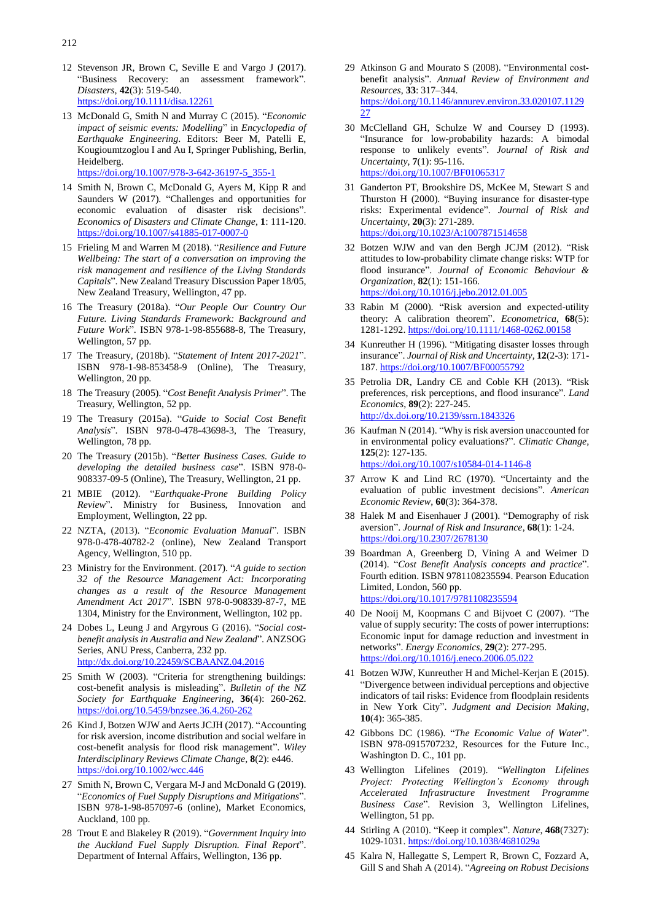12 Stevenson JR, Brown C, Seville E and Vargo J (2017). "Business Recovery: an assessment framework". *Disasters*, **42**(3): 519-540. https://doi.org/10.1111/disa.12261

13 McDonald G, Smith N and Murray C (2015). "*Economic impact of seismic events: Modelling*" in *Encyclopedia of Earthquake Engineering*. Editors: Beer M, Patelli E, Kougioumtzoglou I and Au I, Springer Publishing, Berlin, Heidelberg. https://doi.org/10.1007/978-3-642-36197-5_355-1

14 Smith N, Brown C, McDonald G, Ayers M, Kipp R and Saunders W (2017). "Challenges and opportunities for economic evaluation of disaster risk decisions". *Economics of Disasters and Climate Change*, **1**: 111-120. https://doi.org/10.1007/s41885-017-0007-0

15 Frieling M and Warren M (2018). "*Resilience and Future Wellbeing: The start of a conversation on improving the risk management and resilience of the Living Standards Capitals*". New Zealand Treasury Discussion Paper 18/05, New Zealand Treasury, Wellington, 47 pp.

16 The Treasury (2018a). "*Our People Our Country Our Future. Living Standards Framework: Background and Future Work*". ISBN 978-1-98-855688-8, The Treasury, Wellington, 57 pp.

17 The Treasury, (2018b). "*Statement of Intent 2017-2021*". ISBN 978-1-98-853458-9 (Online), The Treasury, Wellington, 20 pp.

18 The Treasury (2005). "*Cost Benefit Analysis Primer*". The Treasury, Wellington, 52 pp.

19 The Treasury (2015a). "*Guide to Social Cost Benefit Analysis*". ISBN 978-0-478-43698-3, The Treasury, Wellington, 78 pp.

20 The Treasury (2015b). "*Better Business Cases. Guide to developing the detailed business case*". ISBN 978-0-908337-09-5 (Online), The Treasury, Wellington, 21 pp.

21 MBIE (2012). "*Earthquake-Prone Building Policy Review*". Ministry for Business, Innovation and Employment, Wellington, 22 pp.

22 NZTA, (2013). "*Economic Evaluation Manual*". ISBN 978-0-478-40782-2 (online), New Zealand Transport Agency, Wellington, 510 pp.

23 Ministry for the Environment. (2017). "*A guide to section 32 of the Resource Management Act: Incorporating changes as a result of the Resource Management Amendment Act 2017*". ISBN 978-0-908339-87-7, ME 1304, Ministry for the Environment, Wellington, 102 pp.

24 Dobes L, Leung J and Argyrous G (2016). "*Social cost-benefit analysis in Australia and New Zealand*". ANZSOG Series, ANU Press, Canberra, 232 pp. http://dx.doi.org/10.22459/SCBAANZ.04.2016

25 Smith W (2003). "Criteria for strengthening buildings: cost-benefit analysis is misleading". *Bulletin of the NZ Society for Earthquake Engineering*, **36**(4): 260-262. https://doi.org/10.5459/bnzsee.36.4.260-262

26 Kind J, Botzen WJW and Aerts JCJH (2017). "Accounting for risk aversion, income distribution and social welfare in cost-benefit analysis for flood risk management". *Wiley Interdisciplinary Reviews Climate Change*, **8**(2): e446. https://doi.org/10.1002/wcc.446

27 Smith N, Brown C, Vergara M-J and McDonald G (2019). "*Economics of Fuel Supply Disruptions and Mitigations*". ISBN 978-1-98-857097-6 (online), Market Economics, Auckland, 100 pp.

28 Trout E and Blakeley R (2019). "*Government Inquiry into the Auckland Fuel Supply Disruption. Final Report*". Department of Internal Affairs, Wellington, 136 pp.

29 Atkinson G and Mourato S (2008). "Environmental cost-benefit analysis". *Annual Review of Environment and Resources*, **33**: 317–344. https://doi.org/10.1146/annurev.environ.33.020107.112927

30 McClelland GH, Schulze W and Coursey D (1993). "Insurance for low-probability hazards: A bimodal response to unlikely events". *Journal of Risk and Uncertainty*, **7**(1): 95-116. https://doi.org/10.1007/BF01065317

31 Ganderton PT, Brookshire DS, McKee M, Stewart S and Thurston H (2000). "Buying insurance for disaster-type risks: Experimental evidence". *Journal of Risk and Uncertainty*, **20**(3): 271-289. https://doi.org/10.1023/A:1007871514658

32 Botzen WJW and van den Bergh JCJM (2012). "Risk attitudes to low-probability climate change risks: WTP for flood insurance". *Journal of Economic Behaviour & Organization*, **82**(1): 151-166. https://doi.org/10.1016/j.jebo.2012.01.005

33 Rabin M (2000). "Risk aversion and expected-utility theory: A calibration theorem". *Econometrica*, **68**(5): 1281-1292. https://doi.org/10.1111/1468-0262.00158

34 Kunreuther H (1996). "Mitigating disaster losses through insurance". *Journal of Risk and Uncertainty*, **12**(2-3): 171-187. https://doi.org/10.1007/BF00055792

35 Petrolia DR, Landry CE and Coble KH (2013). "Risk preferences, risk perceptions, and flood insurance". *Land Economics*, **89**(2): 227-245. http://dx.doi.org/10.2139/ssrn.1843326

36 Kaufman N (2014). "Why is risk aversion unaccounted for in environmental policy evaluations?". *Climatic Change*, **125**(2): 127-135. https://doi.org/10.1007/s10584-014-1146-8

37 Arrow K and Lind RC (1970). "Uncertainty and the evaluation of public investment decisions". *American Economic Review*, **60**(3): 364-378.

38 Halek M and Eisenhauer J (2001). "Demography of risk aversion". *Journal of Risk and Insurance*, **68**(1): 1-24. https://doi.org/10.2307/2678130

39 Boardman A, Greenberg D, Vining A and Weimer D (2014). "*Cost Benefit Analysis concepts and practice*". Fourth edition. ISBN 9781108235594. Pearson Education Limited, London, 560 pp. https://doi.org/10.1017/9781108235594

40 De Nooij M, Koopmans C and Bijvoet C (2007). "The value of supply security: The costs of power interruptions: Economic input for damage reduction and investment in networks". *Energy Economics*, **29**(2): 277-295. https://doi.org/10.1016/j.eneco.2006.05.022

41 Botzen WJW, Kunreuther H and Michel-Kerjan E (2015). "Divergence between individual perceptions and objective indicators of tail risks: Evidence from floodplain residents in New York City". *Judgment and Decision Making*, **10**(4): 365-385.

42 Gibbons DC (1986). "*The Economic Value of Water*". ISBN 978-0915707232, Resources for the Future Inc., Washington D. C., 101 pp.

43 Wellington Lifelines (2019). "*Wellington Lifelines Project: Protecting Wellington's Economy through Accelerated Infrastructure Investment Programme Business Case*". Revision 3, Wellington Lifelines, Wellington, 51 pp.

44 Stirling A (2010). "Keep it complex". *Nature*, **468**(7327): 1029-1031. https://doi.org/10.1038/4681029a

45 Kalra N, Hallegatte S, Lempert R, Brown C, Fozzard A, Gill S and Shah A (2014). "*Agreeing on Robust Decisions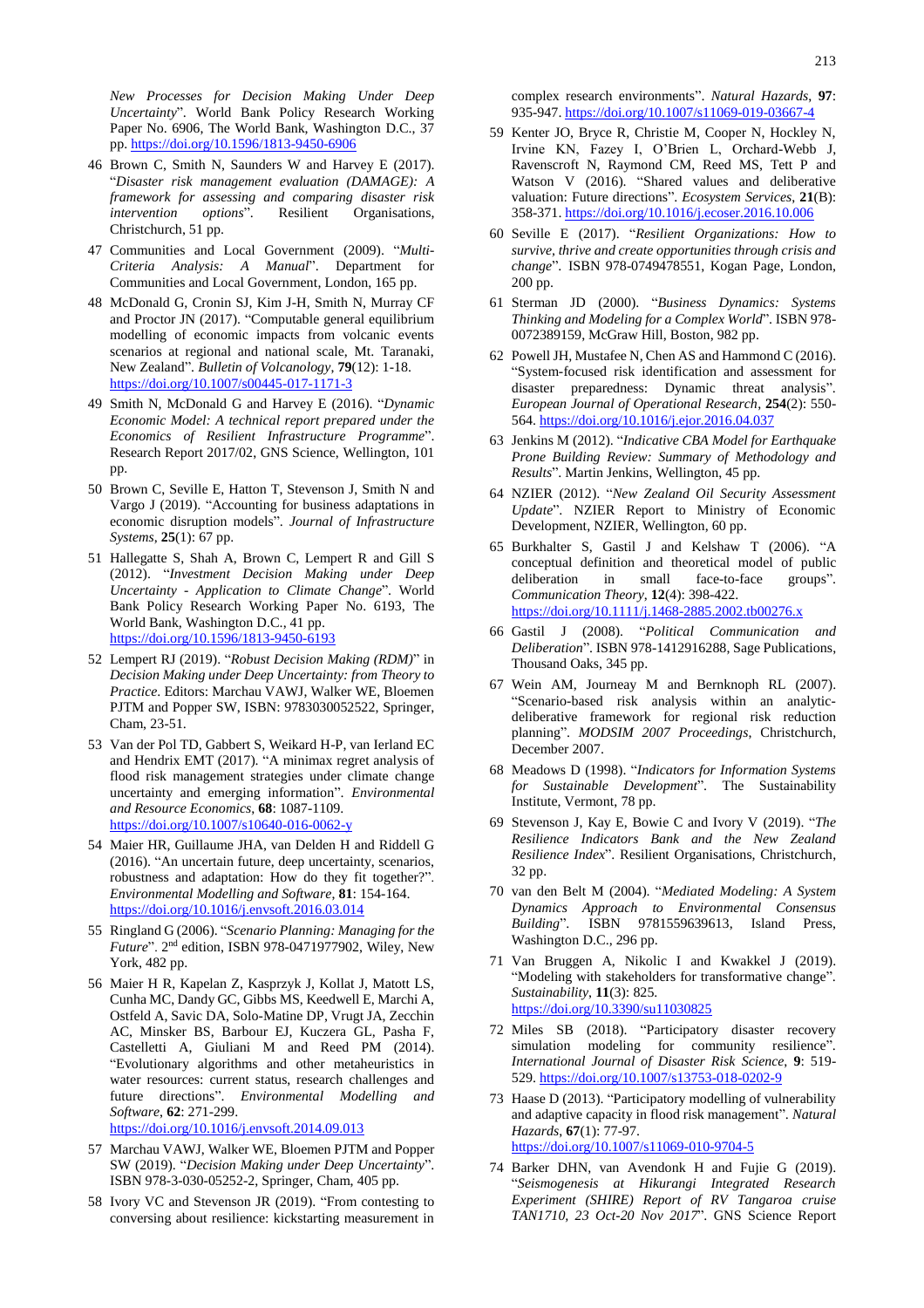*New Processes for Decision Making Under Deep Uncertainty*". World Bank Policy Research Working Paper No. 6906, The World Bank, Washington D.C., 37 pp. https://doi.org/10.1596/1813-9450-6906

46 Brown C, Smith N, Saunders W and Harvey E (2017). "*Disaster risk management evaluation (DAMAGE): A framework for assessing and comparing disaster risk intervention options*". Resilient Organisations, Christchurch, 51 pp.

47 Communities and Local Government (2009). "*Multi-Criteria Analysis: A Manual*". Department for Communities and Local Government, London, 165 pp.

48 McDonald G, Cronin SJ, Kim J-H, Smith N, Murray CF and Proctor JN (2017). "Computable general equilibrium modelling of economic impacts from volcanic events scenarios at regional and national scale, Mt. Taranaki, New Zealand". *Bulletin of Volcanology*, **79**(12): 1-18. https://doi.org/10.1007/s00445-017-1171-3

49 Smith N, McDonald G and Harvey E (2016). "*Dynamic Economic Model: A technical report prepared under the Economics of Resilient Infrastructure Programme*". Research Report 2017/02, GNS Science, Wellington, 101 pp.

50 Brown C, Seville E, Hatton T, Stevenson J, Smith N and Vargo J (2019). "Accounting for business adaptations in economic disruption models". *Journal of Infrastructure Systems*, **25**(1): 67 pp.

51 Hallegatte S, Shah A, Brown C, Lempert R and Gill S (2012). "*Investment Decision Making under Deep Uncertainty - Application to Climate Change*". World Bank Policy Research Working Paper No. 6193, The World Bank, Washington D.C., 41 pp. https://doi.org/10.1596/1813-9450-6193

52 Lempert RJ (2019). "*Robust Decision Making (RDM)*" in *Decision Making under Deep Uncertainty: from Theory to Practice*. Editors: Marchau VAWJ, Walker WE, Bloemen PJTM and Popper SW, ISBN: 9783030052522, Springer, Cham, 23-51.

53 Van der Pol TD, Gabbert S, Weikard H-P, van Ierland EC and Hendrix EMT (2017). "A minimax regret analysis of flood risk management strategies under climate change uncertainty and emerging information". *Environmental and Resource Economics*, **68**: 1087-1109. https://doi.org/10.1007/s10640-016-0062-y

54 Maier HR, Guillaume JHA, van Delden H and Riddell G (2016). "An uncertain future, deep uncertainty, scenarios, robustness and adaptation: How do they fit together?". *Environmental Modelling and Software*, **81**: 154-164. https://doi.org/10.1016/j.envsoft.2016.03.014

55 Ringland G (2006). "*Scenario Planning: Managing for the Future*". 2nd edition, ISBN 978-0471977902, Wiley, New York, 482 pp.

56 Maier H R, Kapelan Z, Kasprzyk J, Kollat J, Matott LS, Cunha MC, Dandy GC, Gibbs MS, Keedwell E, Marchi A, Ostfeld A, Savic DA, Solo-Matine DP, Vrugt JA, Zecchin AC, Minsker BS, Barbour EJ, Kuczera GL, Pasha F, Castelletti A, Giuliani M and Reed PM (2014). "Evolutionary algorithms and other metaheuristics in water resources: current status, research challenges and future directions". *Environmental Modelling and Software*, **62**: 271-299. https://doi.org/10.1016/j.envsoft.2014.09.013

57 Marchau VAWJ, Walker WE, Bloemen PJTM and Popper SW (2019). "*Decision Making under Deep Uncertainty*". ISBN 978-3-030-05252-2, Springer, Cham, 405 pp.

58 Ivory VC and Stevenson JR (2019). "From contesting to conversing about resilience: kickstarting measurement in complex research environments". *Natural Hazards*, **97**: 935-947. https://doi.org/10.1007/s11069-019-03667-4

59 Kenter JO, Bryce R, Christie M, Cooper N, Hockley N, Irvine KN, Fazey I, O'Brien L, Orchard-Webb J, Ravenscroft N, Raymond CM, Reed MS, Tett P and Watson V (2016). "Shared values and deliberative valuation: Future directions". *Ecosystem Services*, **21**(B): 358-371. https://doi.org/10.1016/j.ecoser.2016.10.006

60 Seville E (2017). "*Resilient Organizations: How to survive, thrive and create opportunities through crisis and change*". ISBN 978-0749478551, Kogan Page, London, 200 pp.

61 Sterman JD (2000). "*Business Dynamics: Systems Thinking and Modeling for a Complex World*". ISBN 978-0072389159, McGraw Hill, Boston, 982 pp.

62 Powell JH, Mustafee N, Chen AS and Hammond C (2016). "System-focused risk identification and assessment for disaster preparedness: Dynamic threat analysis". *European Journal of Operational Research*, **254**(2): 550-564. https://doi.org/10.1016/j.ejor.2016.04.037

63 Jenkins M (2012). "*Indicative CBA Model for Earthquake Prone Building Review: Summary of Methodology and Results*". Martin Jenkins, Wellington, 45 pp.

64 NZIER (2012). "*New Zealand Oil Security Assessment Update*". NZIER Report to Ministry of Economic Development, NZIER, Wellington, 60 pp.

65 Burkhalter S, Gastil J and Kelshaw T (2006). "A conceptual definition and theoretical model of public deliberation in small face-to-face groups". *Communication Theory*, **12**(4): 398-422. https://doi.org/10.1111/j.1468-2885.2002.tb00276.x

66 Gastil J (2008). "*Political Communication and Deliberation*". ISBN 978-1412916288, Sage Publications, Thousand Oaks, 345 pp.

67 Wein AM, Journeay M and Bernknoph RL (2007). "Scenario-based risk analysis within an analytic-deliberative framework for regional risk reduction planning". *MODSIM 2007 Proceedings*, Christchurch, December 2007.

68 Meadows D (1998). "*Indicators for Information Systems for Sustainable Development*". The Sustainability Institute, Vermont, 78 pp.

69 Stevenson J, Kay E, Bowie C and Ivory V (2019). "*The Resilience Indicators Bank and the New Zealand Resilience Index*". Resilient Organisations, Christchurch, 32 pp.

70 van den Belt M (2004). "*Mediated Modeling: A System Dynamics Approach to Environmental Consensus Building*". ISBN 9781559639613, Island Press, Washington D.C., 296 pp.

71 Van Bruggen A, Nikolic I and Kwakkel J (2019). "Modeling with stakeholders for transformative change". *Sustainability*, **11**(3): 825. https://doi.org/10.3390/su11030825

72 Miles SB (2018). "Participatory disaster recovery simulation modeling for community resilience". *International Journal of Disaster Risk Science*, **9**: 519-529. https://doi.org/10.1007/s13753-018-0202-9

73 Haase D (2013). "Participatory modelling of vulnerability and adaptive capacity in flood risk management". *Natural Hazards*, **67**(1): 77-97. https://doi.org/10.1007/s11069-010-9704-5

74 Barker DHN, van Avendonk H and Fujie G (2019). "*Seismogenesis at Hikurangi Integrated Research Experiment (SHIRE) Report of RV Tangaroa cruise TAN1710, 23 Oct-20 Nov 2017*". GNS Science Report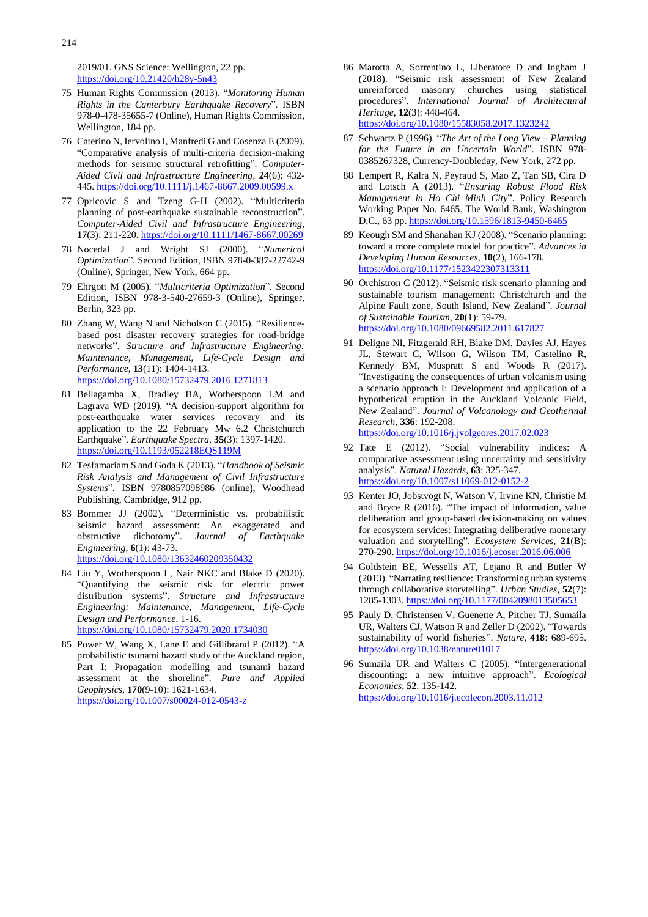2019/01. GNS Science: Wellington, 22 pp. https://doi.org/10.21420/h28y-5n43

75 Human Rights Commission (2013). "*Monitoring Human Rights in the Canterbury Earthquake Recovery*". ISBN 978-0-478-35655-7 (Online), Human Rights Commission, Wellington, 184 pp.

76 Caterino N, Iervolino I, Manfredi G and Cosenza E (2009). "Comparative analysis of multi-criteria decision-making methods for seismic structural retrofitting". *Computer-Aided Civil and Infrastructure Engineering*, **24**(6): 432-445. https://doi.org/10.1111/j.1467-8667.2009.00599.x

77 Opricovic S and Tzeng G-H (2002). "Multicriteria planning of post-earthquake sustainable reconstruction". *Computer-Aided Civil and Infrastructure Engineering*, **17**(3): 211-220. https://doi.org/10.1111/1467-8667.00269

78 Nocedal J and Wright SJ (2000). "*Numerical Optimization*". Second Edition, ISBN 978-0-387-22742-9 (Online), Springer, New York, 664 pp.

79 Ehrgott M (2005). "*Multicriteria Optimization*". Second Edition, ISBN 978-3-540-27659-3 (Online), Springer, Berlin, 323 pp.

80 Zhang W, Wang N and Nicholson C (2015). "Resilience-based post disaster recovery strategies for road-bridge networks". *Structure and Infrastructure Engineering: Maintenance, Management, Life-Cycle Design and Performance*, **13**(11): 1404-1413. https://doi.org/10.1080/15732479.2016.1271813

81 Bellagamba X, Bradley BA, Wotherspoon LM and Lagrava WD (2019). "A decision-support algorithm for post-earthquake water services recovery and its application to the 22 February $M_W$ 6.2 Christchurch Earthquake". *Earthquake Spectra*, **35**(3): 1397-1420. https://doi.org/10.1193/052218EQS119M

82 Tesfamariam S and Goda K (2013). "*Handbook of Seismic Risk Analysis and Management of Civil Infrastructure Systems*". ISBN 9780857098986 (online), Woodhead Publishing, Cambridge, 912 pp.

83 Bommer JJ (2002). "Deterministic vs. probabilistic seismic hazard assessment: An exaggerated and obstructive dichotomy". *Journal of Earthquake Engineering*, **6**(1): 43-73. https://doi.org/10.1080/13632460209350432

84 Liu Y, Wotherspoon L, Nair NKC and Blake D (2020). "Quantifying the seismic risk for electric power distribution systems". *Structure and Infrastructure Engineering: Maintenance, Management, Life-Cycle Design and Performance*. 1-16. https://doi.org/10.1080/15732479.2020.1734030

85 Power W, Wang X, Lane E and Gillibrand P (2012). "A probabilistic tsunami hazard study of the Auckland region, Part I: Propagation modelling and tsunami hazard assessment at the shoreline". *Pure and Applied Geophysics*, **170**(9-10): 1621-1634. https://doi.org/10.1007/s00024-012-0543-z

86 Marotta A, Sorrentino L, Liberatore D and Ingham J (2018). "Seismic risk assessment of New Zealand unreinforced masonry churches using statistical procedures". *International Journal of Architectural Heritage*, **12**(3): 448-464. https://doi.org/10.1080/15583058.2017.1323242

87 Schwartz P (1996). "*The Art of the Long View – Planning for the Future in an Uncertain World*". ISBN 978-0385267328, Currency-Doubleday, New York, 272 pp.

88 Lempert R, Kalra N, Peyraud S, Mao Z, Tan SB, Cira D and Lotsch A (2013). "*Ensuring Robust Flood Risk Management in Ho Chi Minh City*". Policy Research Working Paper No. 6465. The World Bank, Washington D.C., 63 pp. https://doi.org/10.1596/1813-9450-6465

89 Keough SM and Shanahan KJ (2008). "Scenario planning: toward a more complete model for practice". *Advances in Developing Human Resources*, **10**(2), 166-178. https://doi.org/10.1177/1523422307313311

90 Orchistron C (2012). "Seismic risk scenario planning and sustainable tourism management: Christchurch and the Alpine Fault zone, South Island, New Zealand". *Journal of Sustainable Tourism*, **20**(1): 59-79. https://doi.org/10.1080/09669582.2011.617827

91 Deligne NI, Fitzgerald RH, Blake DM, Davies AJ, Hayes JL, Stewart C, Wilson G, Wilson TM, Castelino R, Kennedy BM, Muspratt S and Woods R (2017). "Investigating the consequences of urban volcanism using a scenario approach I: Development and application of a hypothetical eruption in the Auckland Volcanic Field, New Zealand". *Journal of Volcanology and Geothermal Research*, **336**: 192-208. https://doi.org/10.1016/j.jvolgeores.2017.02.023

92 Tate E (2012). "Social vulnerability indices: A comparative assessment using uncertainty and sensitivity analysis". *Natural Hazards*, **63**: 325-347. https://doi.org/10.1007/s11069-012-0152-2

93 Kenter JO, Jobstvogt N, Watson V, Irvine KN, Christie M and Bryce R (2016). "The impact of information, value deliberation and group-based decision-making on values for ecosystem services: Integrating deliberative monetary valuation and storytelling". *Ecosystem Services*, **21**(B): 270-290. https://doi.org/10.1016/j.ecoser.2016.06.006

94 Goldstein BE, Wessells AT, Lejano R and Butler W (2013). "Narrating resilience: Transforming urban systems through collaborative storytelling". *Urban Studies*, **52**(7): 1285-1303. https://doi.org/10.1177/0042098013505653

95 Pauly D, Christensen V, Guenette A, Pitcher TJ, Sumaila UR, Walters CJ, Watson R and Zeller D (2002). "Towards sustainability of world fisheries". *Nature*, **418**: 689-695. https://doi.org/10.1038/nature01017

96 Sumaila UR and Walters C (2005). "Intergenerational discounting: a new intuitive approach". *Ecological Economics*, **52**: 135-142. https://doi.org/10.1016/j.ecolecon.2003.11.012